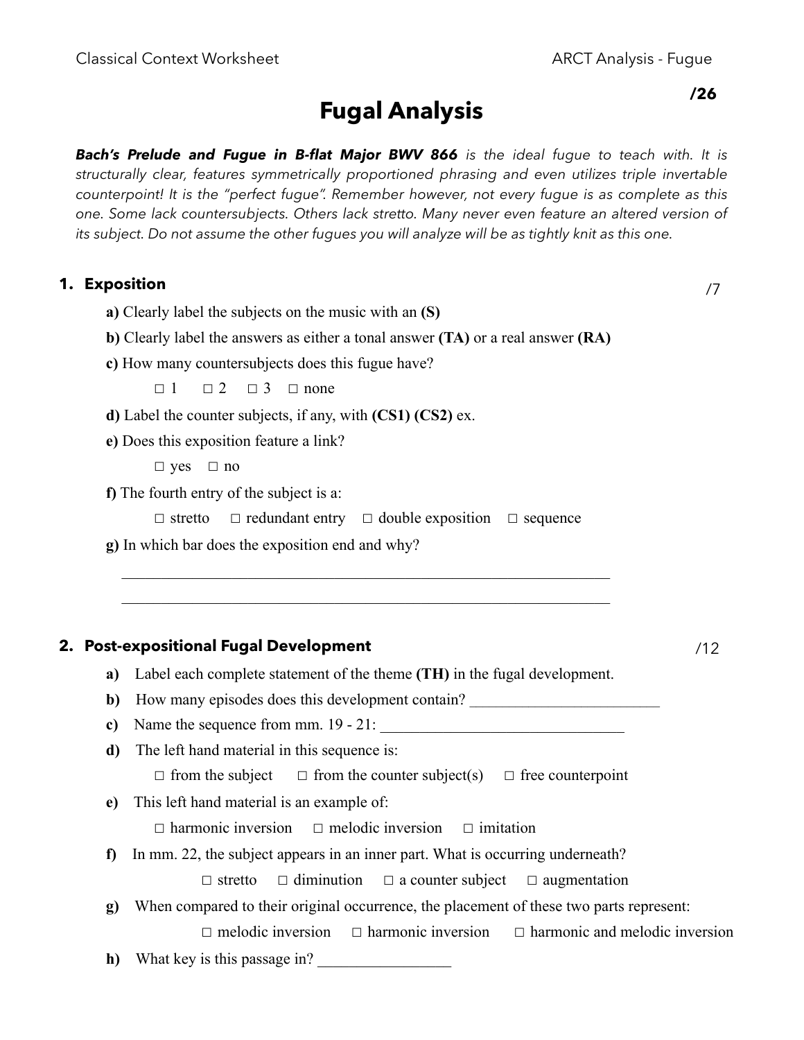# Fugal Analysis

**/26**

***Bach's Prelude and Fugue in B-flat Major BWV 866*** *is the ideal fugue to teach with. It is structurally clear, features symmetrically proportioned phrasing and even utilizes triple invertable counterpoint! It is the "perfect fugue". Remember however, not every fugue is as complete as this one. Some lack countersubjects. Others lack stretto. Many never even feature an altered version of its subject. Do not assume the other fugues you will analyze will be as tightly knit as this one.*

## 1. Exposition

/7

**a)** Clearly label the subjects on the music with an **(S)**

**b)** Clearly label the answers as either a tonal answer **(TA)** or a real answer **(RA)**

**c)** How many countersubjects does this fugue have?

□ 1 □ 2 □ 3 □ none

**d)** Label the counter subjects, if any, with **(CS1) (CS2)** ex.

**e)** Does this exposition feature a link?

□ yes □ no

**f)** The fourth entry of the subject is a:

□ stretto □ redundant entry □ double exposition □ sequence

**g)** In which bar does the exposition end and why?

_______________________________________________________________

_______________________________________________________________

## 2. Post-expositional Fugal Development

/12

**a)** Label each complete statement of the theme **(TH)** in the fugal development.

**b)** How many episodes does this development contain? ________________________

**c)** Name the sequence from mm. 19 - 21: _______________________________

**d)** The left hand material in this sequence is:

□ from the subject □ from the counter subject(s) □ free counterpoint

**e)** This left hand material is an example of:

□ harmonic inversion □ melodic inversion □ imitation

**f)** In mm. 22, the subject appears in an inner part. What is occurring underneath?

□ stretto □ diminution □ a counter subject □ augmentation

**g)** When compared to their original occurrence, the placement of these two parts represent:

□ melodic inversion □ harmonic inversion □ harmonic and melodic inversion

**h)** What key is this passage in? _________________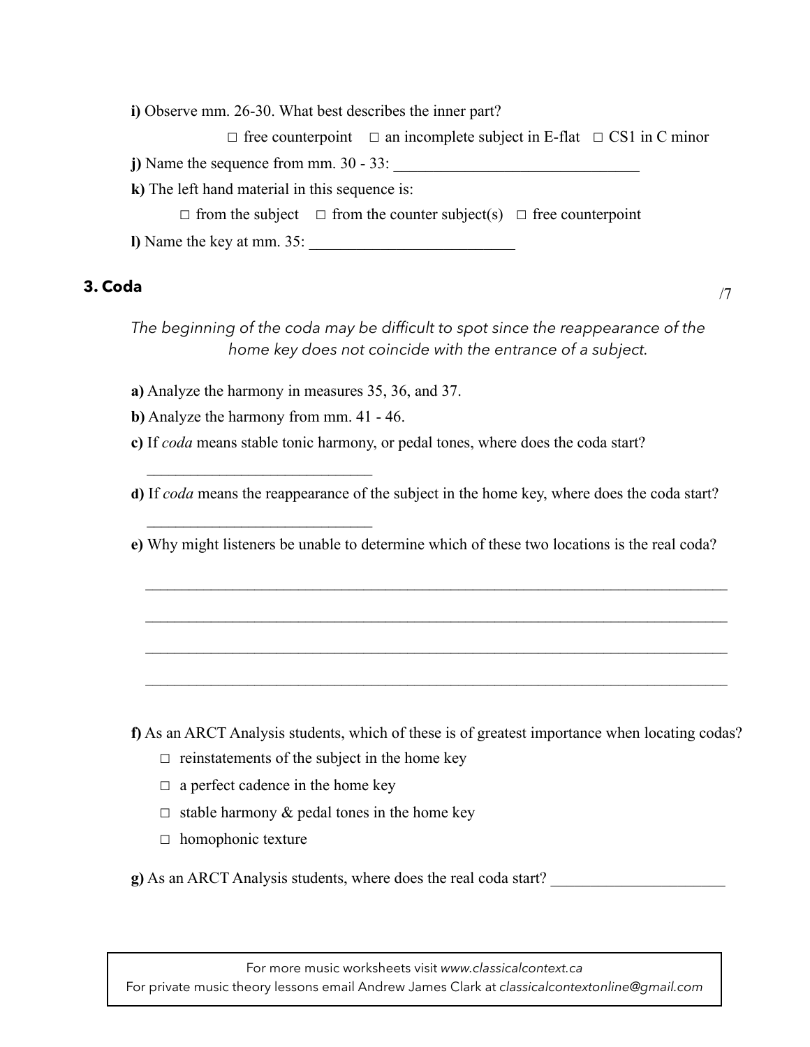**i)** Observe mm. 26-30. What best describes the inner part?

☐ free counterpoint ☐ an incomplete subject in E-flat ☐ CS1 in C minor

**j)** Name the sequence from mm. 30 - 33: ______________________________

**k)** The left hand material in this sequence is:

☐ from the subject ☐ from the counter subject(s) ☐ free counterpoint

**l)** Name the key at mm. 35: ________________________

## 3. Coda

/7

*The beginning of the coda may be difficult to spot since the reappearance of the home key does not coincide with the entrance of a subject.*

**a)** Analyze the harmony in measures 35, 36, and 37.

**b)** Analyze the harmony from mm. 41 - 46.

**c)** If *coda* means stable tonic harmony, or pedal tones, where does the coda start?

____________________________

**d)** If *coda* means the reappearance of the subject in the home key, where does the coda start?

____________________________

**e)** Why might listeners be unable to determine which of these two locations is the real coda?

______________________________________________________________________________

______________________________________________________________________________

______________________________________________________________________________

______________________________________________________________________________

**f)** As an ARCT Analysis students, which of these is of greatest importance when locating codas?

☐ reinstatements of the subject in the home key

☐ a perfect cadence in the home key

☐ stable harmony & pedal tones in the home key

☐ homophonic texture

**g)** As an ARCT Analysis students, where does the real coda start? ____________________

For more music worksheets visit *www.classicalcontext.ca*
For private music theory lessons email Andrew James Clark at *classicalcontextonline@gmail.com*